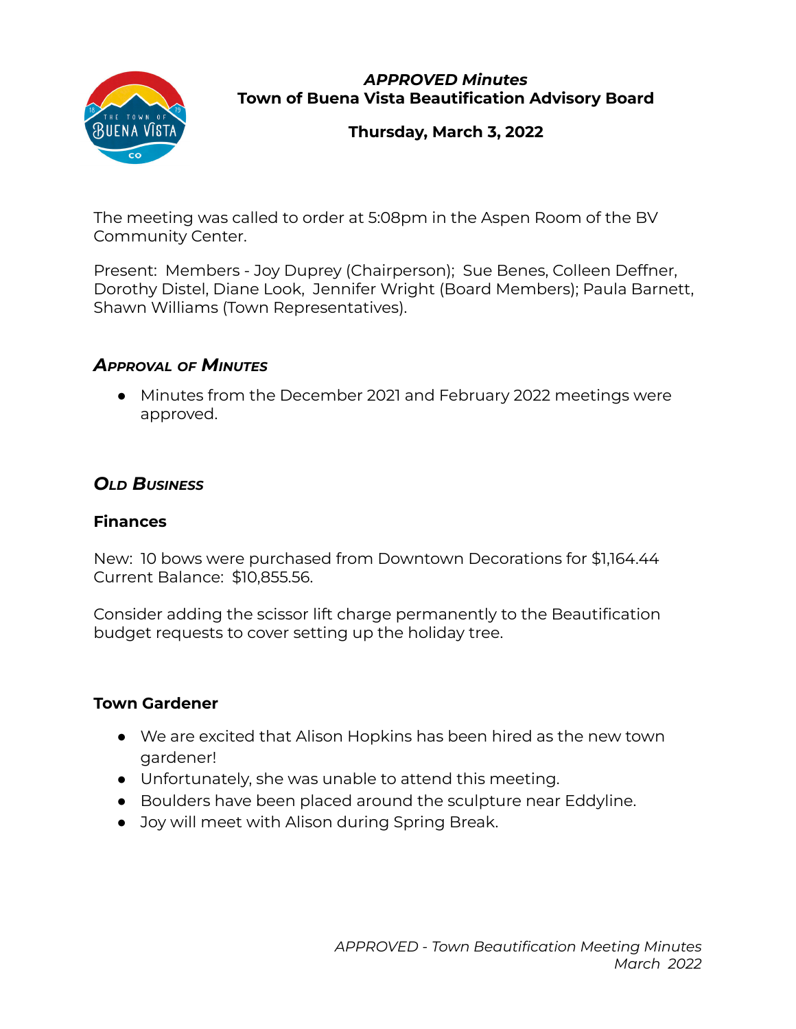*APPROVED Minutes*
**Town of Buena Vista Beautification Advisory Board**

**Thursday, March 3, 2022**

The meeting was called to order at 5:08pm in the Aspen Room of the BV Community Center.

Present: Members - Joy Duprey (Chairperson); Sue Benes, Colleen Deffner, Dorothy Distel, Diane Look, Jennifer Wright (Board Members); Paula Barnett, Shawn Williams (Town Representatives).

## *Approval of Minutes*

- Minutes from the December 2021 and February 2022 meetings were approved.

## *Old Business*

### Finances

New: 10 bows were purchased from Downtown Decorations for $1,164.44
Current Balance: $10,855.56.

Consider adding the scissor lift charge permanently to the Beautification budget requests to cover setting up the holiday tree.

### Town Gardener

- We are excited that Alison Hopkins has been hired as the new town gardener!
- Unfortunately, she was unable to attend this meeting.
- Boulders have been placed around the sculpture near Eddyline.
- Joy will meet with Alison during Spring Break.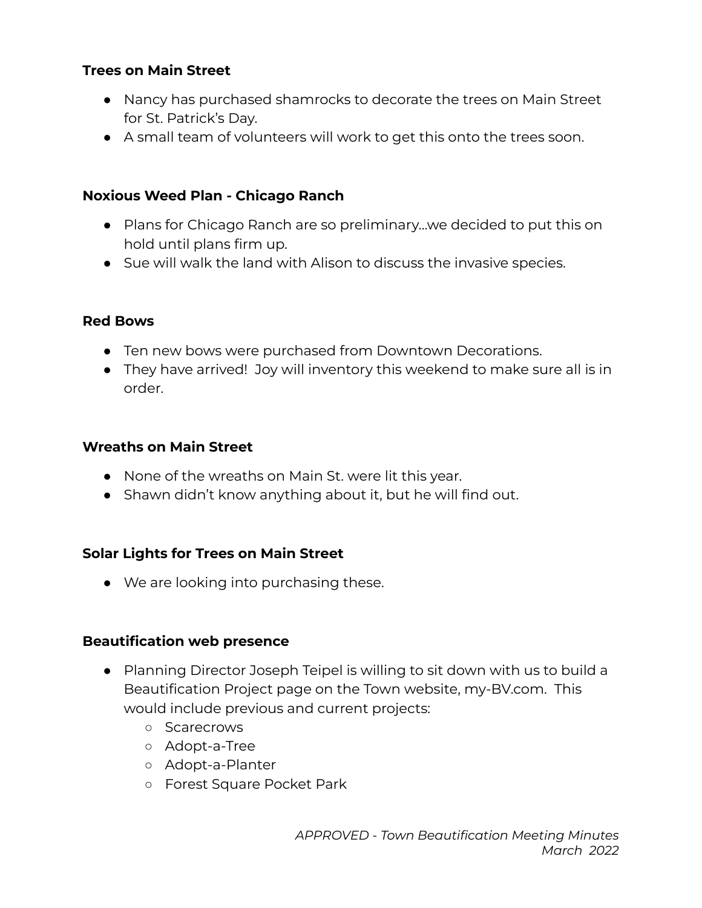**Trees on Main Street**

- Nancy has purchased shamrocks to decorate the trees on Main Street for St. Patrick's Day.
- A small team of volunteers will work to get this onto the trees soon.

**Noxious Weed Plan - Chicago Ranch**

- Plans for Chicago Ranch are so preliminary...we decided to put this on hold until plans firm up.
- Sue will walk the land with Alison to discuss the invasive species.

**Red Bows**

- Ten new bows were purchased from Downtown Decorations.
- They have arrived! Joy will inventory this weekend to make sure all is in order.

**Wreaths on Main Street**

- None of the wreaths on Main St. were lit this year.
- Shawn didn't know anything about it, but he will find out.

**Solar Lights for Trees on Main Street**

- We are looking into purchasing these.

**Beautification web presence**

- Planning Director Joseph Teipel is willing to sit down with us to build a Beautification Project page on the Town website, my-BV.com. This would include previous and current projects:
  - Scarecrows
  - Adopt-a-Tree
  - Adopt-a-Planter
  - Forest Square Pocket Park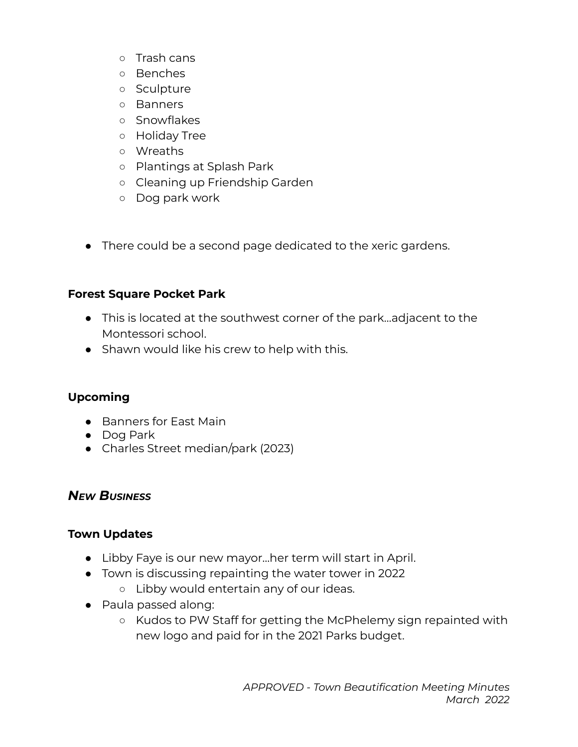- Trash cans
    - Benches
    - Sculpture
    - Banners
    - Snowflakes
    - Holiday Tree
    - Wreaths
    - Plantings at Splash Park
    - Cleaning up Friendship Garden
    - Dog park work

- There could be a second page dedicated to the xeric gardens.

**Forest Square Pocket Park**

- This is located at the southwest corner of the park…adjacent to the Montessori school.
- Shawn would like his crew to help with this.

**Upcoming**

- Banners for East Main
- Dog Park
- Charles Street median/park (2023)

## ***New Business***

**Town Updates**

- Libby Faye is our new mayor…her term will start in April.
- Town is discussing repainting the water tower in 2022
    - Libby would entertain any of our ideas.
- Paula passed along:
    - Kudos to PW Staff for getting the McPhelemy sign repainted with new logo and paid for in the 2021 Parks budget.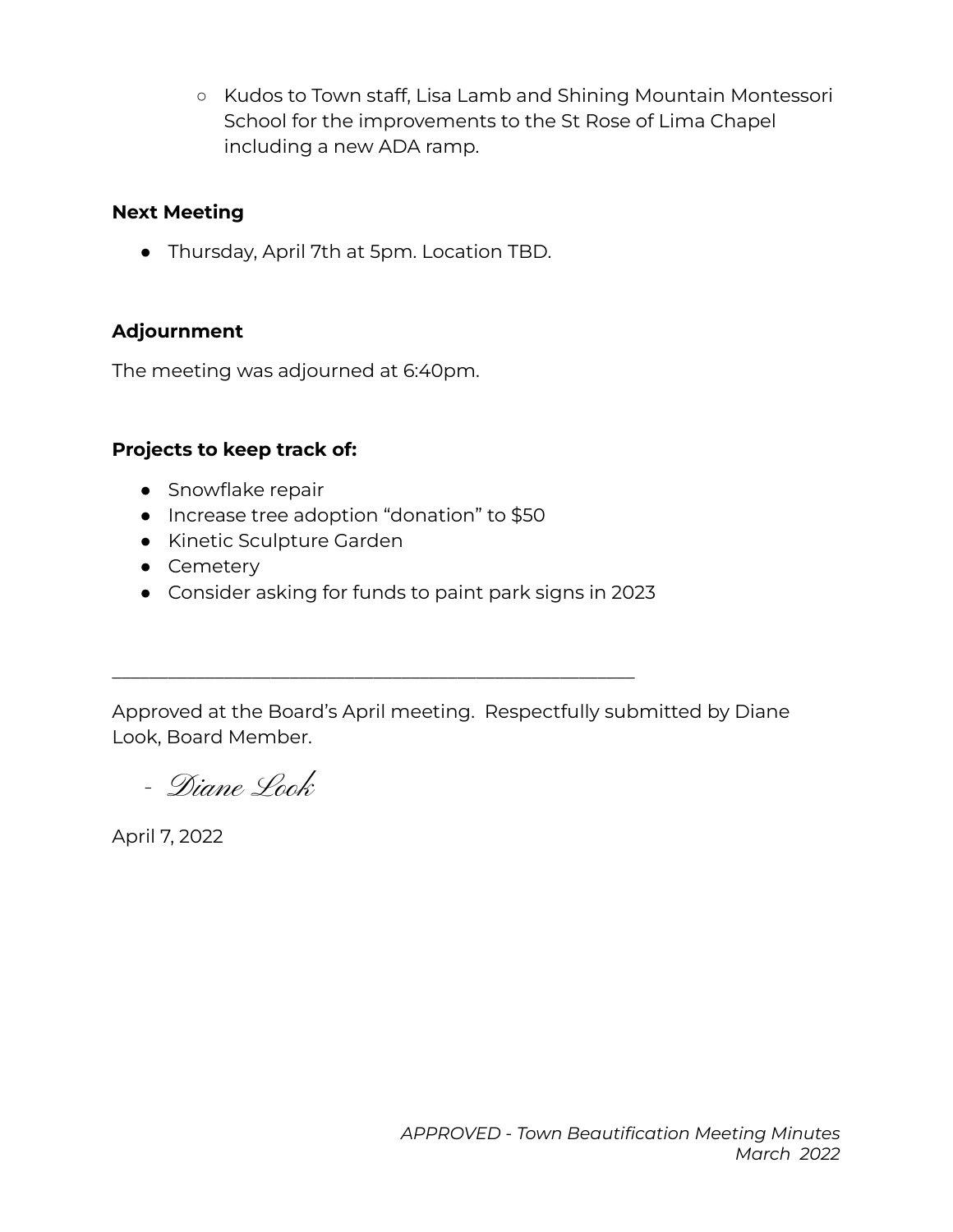- Kudos to Town staff, Lisa Lamb and Shining Mountain Montessori School for the improvements to the St Rose of Lima Chapel including a new ADA ramp.

**Next Meeting**

- Thursday, April 7th at 5pm. Location TBD.

**Adjournment**

The meeting was adjourned at 6:40pm.

**Projects to keep track of:**

- Snowflake repair
- Increase tree adoption "donation" to $50
- Kinetic Sculpture Garden
- Cemetery
- Consider asking for funds to paint park signs in 2023

---

Approved at the Board's April meeting. Respectfully submitted by Diane Look, Board Member.

- *Diane Look*

April 7, 2022